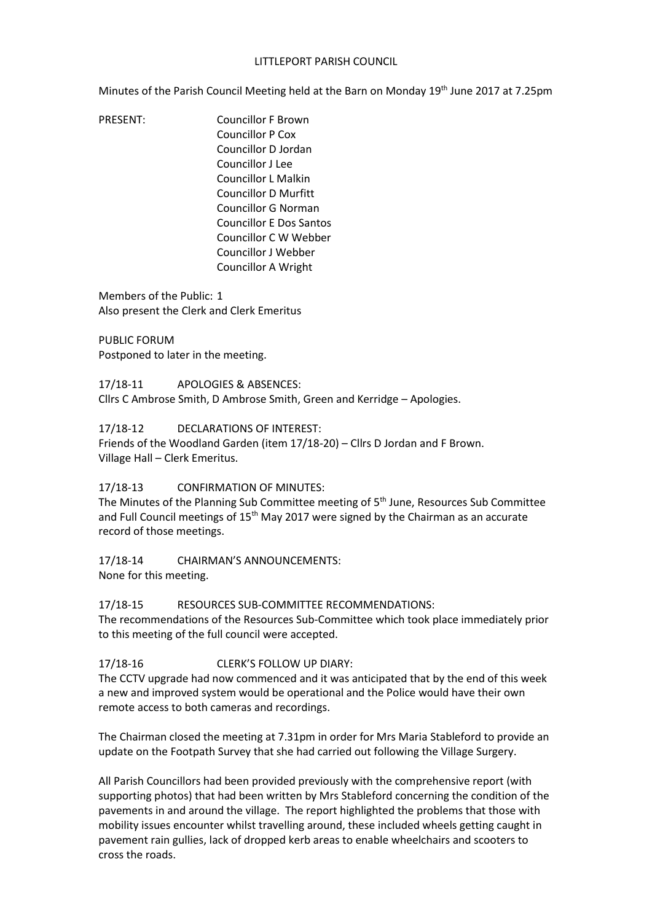# LITTLEPORT PARISH COUNCIL

Minutes of the Parish Council Meeting held at the Barn on Monday 19th June 2017 at 7.25pm

PRESENT:

Councillor F Brown
Councillor P Cox
Councillor D Jordan
Councillor J Lee
Councillor L Malkin
Councillor D Murfitt
Councillor G Norman
Councillor E Dos Santos
Councillor C W Webber
Councillor J Webber
Councillor A Wright

Members of the Public: 1
Also present the Clerk and Clerk Emeritus

PUBLIC FORUM
Postponed to later in the meeting.

17/18-11 APOLOGIES & ABSENCES:
Cllrs C Ambrose Smith, D Ambrose Smith, Green and Kerridge – Apologies.

17/18-12 DECLARATIONS OF INTEREST:
Friends of the Woodland Garden (item 17/18-20) – Cllrs D Jordan and F Brown.
Village Hall – Clerk Emeritus.

17/18-13 CONFIRMATION OF MINUTES:
The Minutes of the Planning Sub Committee meeting of 5th June, Resources Sub Committee and Full Council meetings of 15th May 2017 were signed by the Chairman as an accurate record of those meetings.

17/18-14 CHAIRMAN'S ANNOUNCEMENTS:
None for this meeting.

17/18-15 RESOURCES SUB-COMMITTEE RECOMMENDATIONS:
The recommendations of the Resources Sub-Committee which took place immediately prior to this meeting of the full council were accepted.

17/18-16 CLERK'S FOLLOW UP DIARY:
The CCTV upgrade had now commenced and it was anticipated that by the end of this week a new and improved system would be operational and the Police would have their own remote access to both cameras and recordings.

The Chairman closed the meeting at 7.31pm in order for Mrs Maria Stableford to provide an update on the Footpath Survey that she had carried out following the Village Surgery.

All Parish Councillors had been provided previously with the comprehensive report (with supporting photos) that had been written by Mrs Stableford concerning the condition of the pavements in and around the village. The report highlighted the problems that those with mobility issues encounter whilst travelling around, these included wheels getting caught in pavement rain gullies, lack of dropped kerb areas to enable wheelchairs and scooters to cross the roads.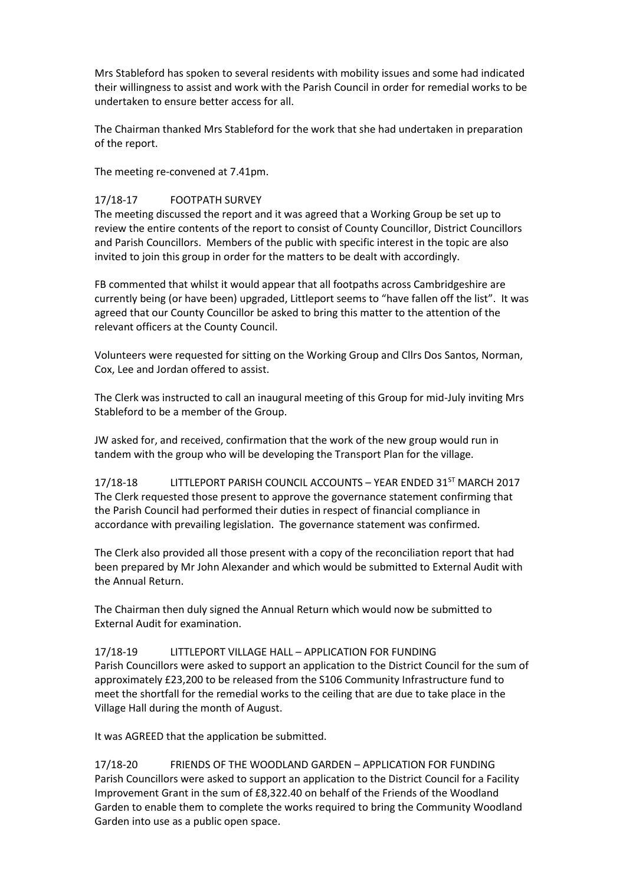Mrs Stableford has spoken to several residents with mobility issues and some had indicated their willingness to assist and work with the Parish Council in order for remedial works to be undertaken to ensure better access for all.

The Chairman thanked Mrs Stableford for the work that she had undertaken in preparation of the report.

The meeting re-convened at 7.41pm.

17/18-17 FOOTPATH SURVEY

The meeting discussed the report and it was agreed that a Working Group be set up to review the entire contents of the report to consist of County Councillor, District Councillors and Parish Councillors. Members of the public with specific interest in the topic are also invited to join this group in order for the matters to be dealt with accordingly.

FB commented that whilst it would appear that all footpaths across Cambridgeshire are currently being (or have been) upgraded, Littleport seems to "have fallen off the list". It was agreed that our County Councillor be asked to bring this matter to the attention of the relevant officers at the County Council.

Volunteers were requested for sitting on the Working Group and Cllrs Dos Santos, Norman, Cox, Lee and Jordan offered to assist.

The Clerk was instructed to call an inaugural meeting of this Group for mid-July inviting Mrs Stableford to be a member of the Group.

JW asked for, and received, confirmation that the work of the new group would run in tandem with the group who will be developing the Transport Plan for the village.

17/18-18 LITTLEPORT PARISH COUNCIL ACCOUNTS – YEAR ENDED 31ST MARCH 2017

The Clerk requested those present to approve the governance statement confirming that the Parish Council had performed their duties in respect of financial compliance in accordance with prevailing legislation. The governance statement was confirmed.

The Clerk also provided all those present with a copy of the reconciliation report that had been prepared by Mr John Alexander and which would be submitted to External Audit with the Annual Return.

The Chairman then duly signed the Annual Return which would now be submitted to External Audit for examination.

17/18-19 LITTLEPORT VILLAGE HALL – APPLICATION FOR FUNDING

Parish Councillors were asked to support an application to the District Council for the sum of approximately £23,200 to be released from the S106 Community Infrastructure fund to meet the shortfall for the remedial works to the ceiling that are due to take place in the Village Hall during the month of August.

It was AGREED that the application be submitted.

17/18-20 FRIENDS OF THE WOODLAND GARDEN – APPLICATION FOR FUNDING

Parish Councillors were asked to support an application to the District Council for a Facility Improvement Grant in the sum of £8,322.40 on behalf of the Friends of the Woodland Garden to enable them to complete the works required to bring the Community Woodland Garden into use as a public open space.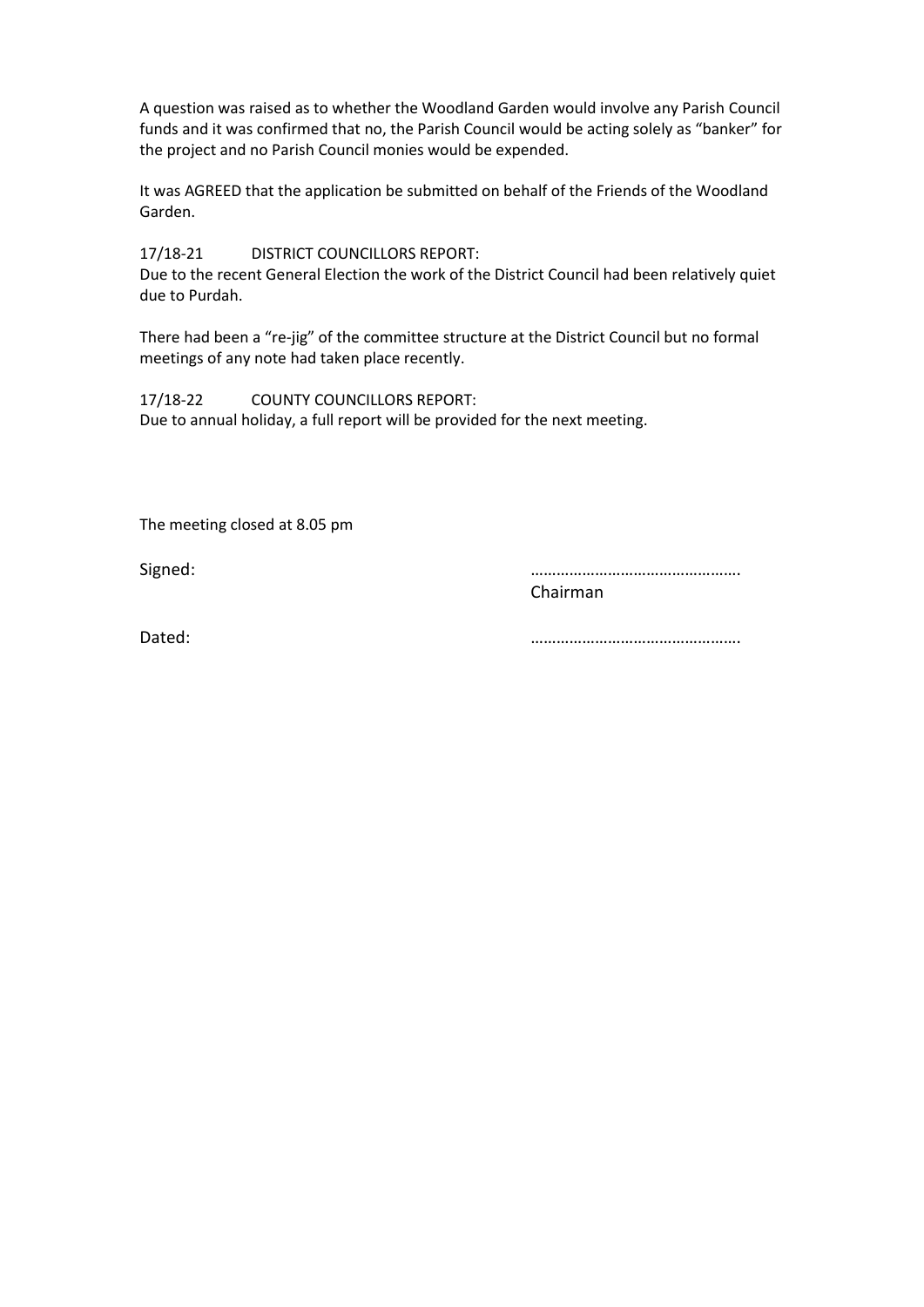A question was raised as to whether the Woodland Garden would involve any Parish Council funds and it was confirmed that no, the Parish Council would be acting solely as "banker" for the project and no Parish Council monies would be expended.

It was AGREED that the application be submitted on behalf of the Friends of the Woodland Garden.

17/18-21 DISTRICT COUNCILLORS REPORT:
Due to the recent General Election the work of the District Council had been relatively quiet due to Purdah.

There had been a "re-jig" of the committee structure at the District Council but no formal meetings of any note had taken place recently.

17/18-22 COUNTY COUNCILLORS REPORT:
Due to annual holiday, a full report will be provided for the next meeting.

The meeting closed at 8.05 pm

Signed: ………………………………………….
Chairman

Dated: ………………………………………….